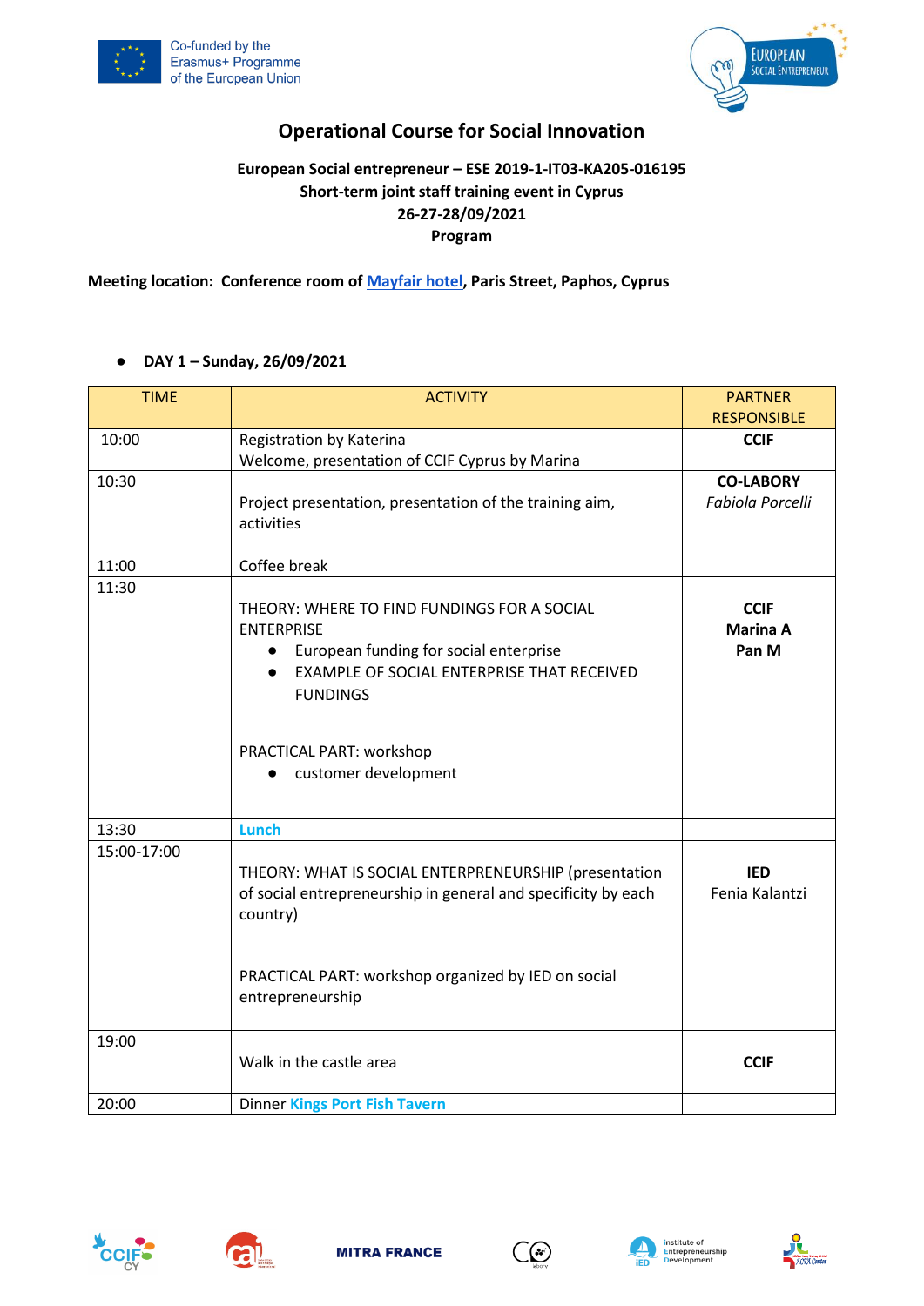Co-funded by the Erasmus+ Programme of the European Union

# Operational Course for Social Innovation

**European Social entrepreneur – ESE 2019-1-IT03-KA205-016195**
**Short-term joint staff training event in Cyprus**
**26-27-28/09/2021**
**Program**

**Meeting location: Conference room of Mayfair hotel, Paris Street, Paphos, Cyprus**

- **DAY 1 – Sunday, 26/09/2021**

| TIME | ACTIVITY | PARTNER RESPONSIBLE |
|---|---|---|
| 10:00 | Registration by Katerina<br>Welcome, presentation of CCIF Cyprus by Marina | **CCIF** |
| 10:30 | Project presentation, presentation of the training aim, activities | **CO-LABORY**<br>*Fabiola Porcelli* |
| 11:00 | Coffee break | |
| 11:30 | THEORY: WHERE TO FIND FUNDINGS FOR A SOCIAL ENTERPRISE<br>• European funding for social enterprise<br>• EXAMPLE OF SOCIAL ENTERPRISE THAT RECEIVED FUNDINGS<br><br>PRACTICAL PART: workshop<br>• customer development | **CCIF**<br>**Marina A**<br>**Pan M** |
| 13:30 | **Lunch** | |
| 15:00-17:00 | THEORY: WHAT IS SOCIAL ENTERPRENEURSHIP (presentation of social entrepreneurship in general and specificity by each country)<br><br>PRACTICAL PART: workshop organized by IED on social entrepreneurship | **IED**<br>Fenia Kalantzi |
| 19:00 | Walk in the castle area | **CCIF** |
| 20:00 | Dinner **Kings Port Fish Tavern** | |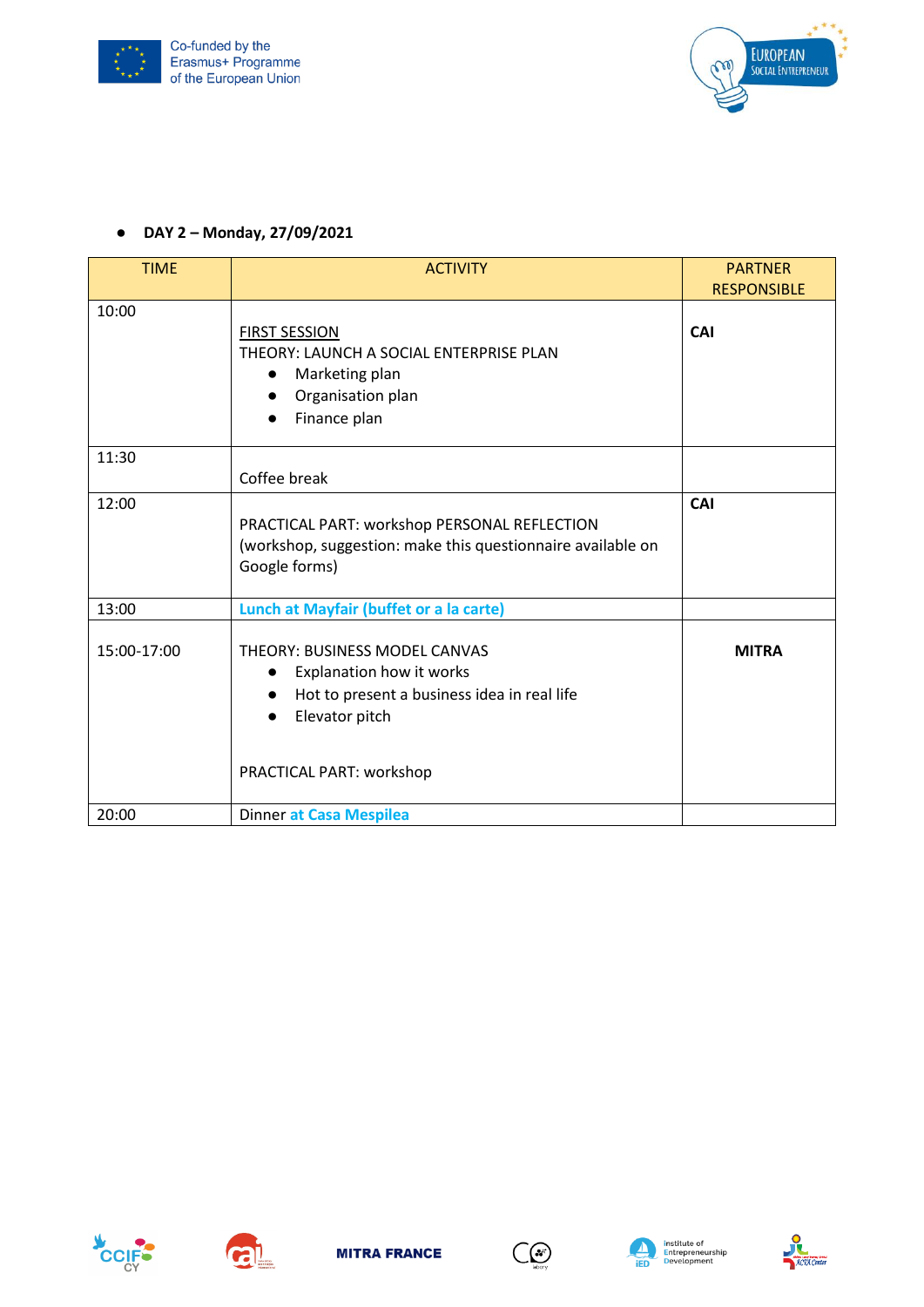- **DAY 2 – Monday, 27/09/2021**

| TIME | ACTIVITY | PARTNER RESPONSIBLE |
|---|---|---|
| 10:00 | FIRST SESSION<br>THEORY: LAUNCH A SOCIAL ENTERPRISE PLAN<br>● Marketing plan<br>● Organisation plan<br>● Finance plan | **CAI** |
| 11:30 | Coffee break | |
| 12:00 | PRACTICAL PART: workshop PERSONAL REFLECTION (workshop, suggestion: make this questionnaire available on Google forms) | **CAI** |
| 13:00 | **Lunch at Mayfair (buffet or a la carte)** | |
| 15:00-17:00 | THEORY: BUSINESS MODEL CANVAS<br>● Explanation how it works<br>● Hot to present a business idea in real life<br>● Elevator pitch<br><br>PRACTICAL PART: workshop | **MITRA** |
| 20:00 | Dinner **at Casa Mespilea** | |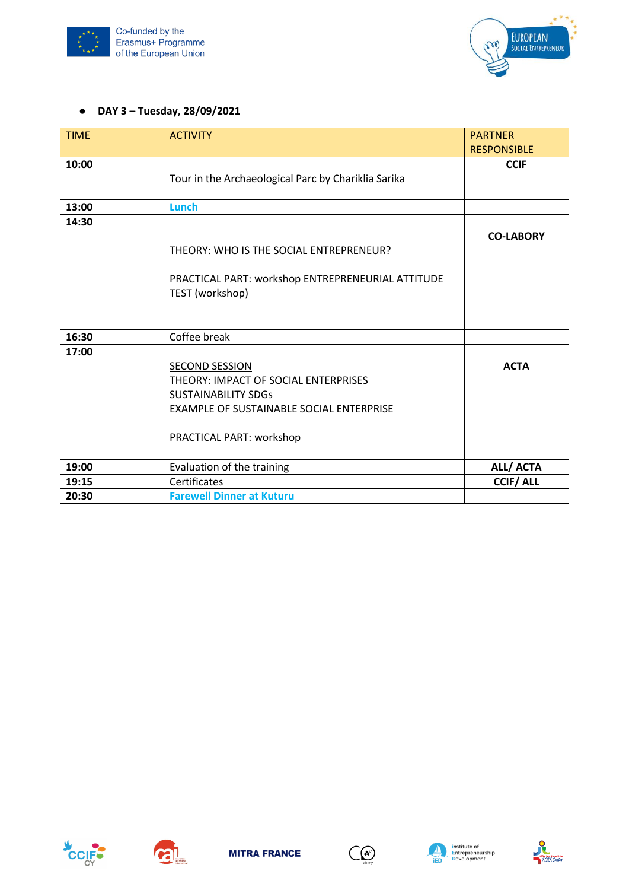- **DAY 3 – Tuesday, 28/09/2021**

| TIME | ACTIVITY | PARTNER RESPONSIBLE |
|---|---|---|
| **10:00** | Tour in the Archaeological Parc by Chariklia Sarika | **CCIF** |
| **13:00** | **Lunch** | |
| **14:30** | THEORY: WHO IS THE SOCIAL ENTREPRENEUR?<br><br>PRACTICAL PART: workshop ENTREPRENEURIAL ATTITUDE TEST (workshop) | **CO-LABORY** |
| **16:30** | Coffee break | |
| **17:00** | SECOND SESSION<br>THEORY: IMPACT OF SOCIAL ENTERPRISES<br>SUSTAINABILITY SDGs<br>EXAMPLE OF SUSTAINABLE SOCIAL ENTERPRISE<br><br>PRACTICAL PART: workshop | **ACTA** |
| **19:00** | Evaluation of the training | **ALL/ ACTA** |
| **19:15** | Certificates | **CCIF/ ALL** |
| **20:30** | **Farewell Dinner at Kuturu** | |